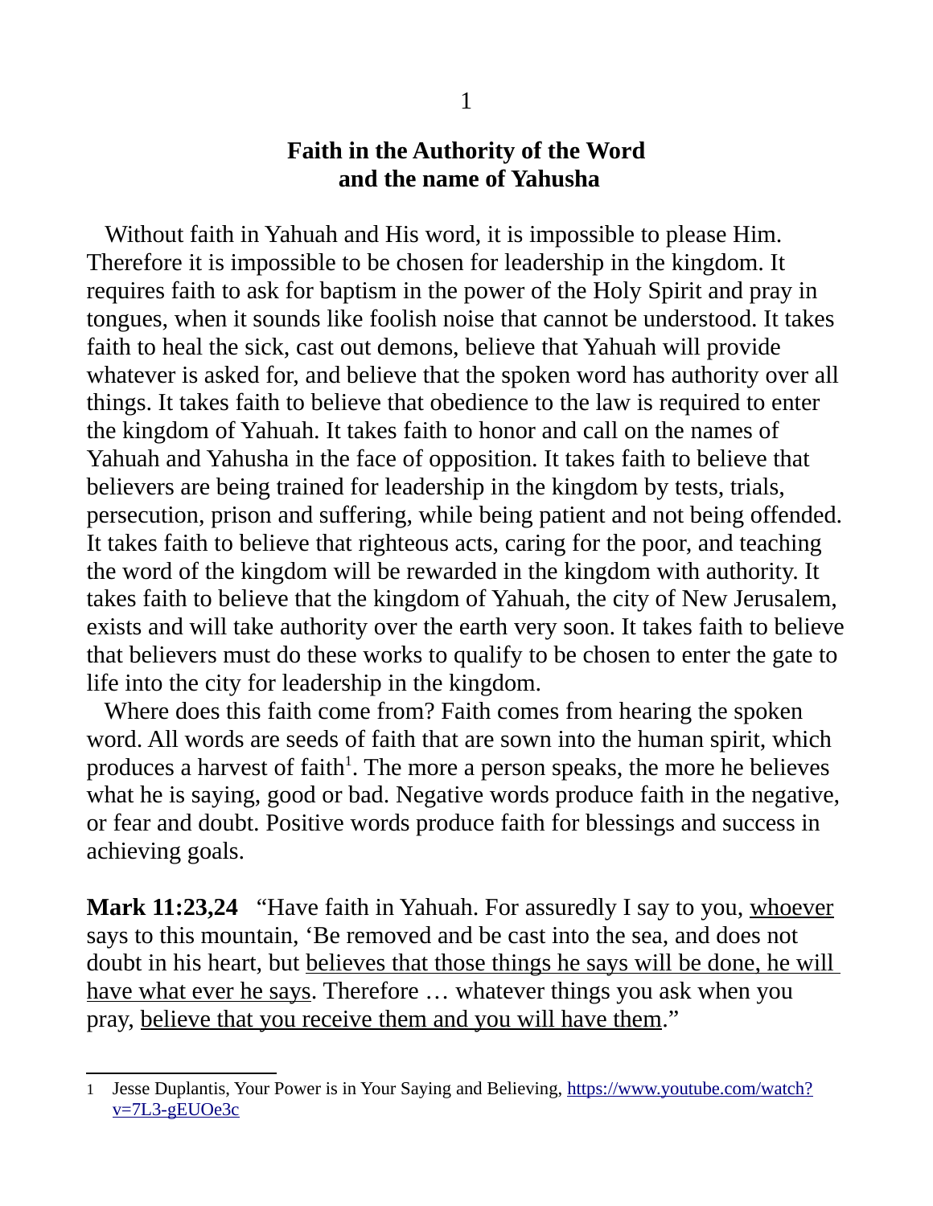# Faith in the Authority of the Word and the name of Yahusha

Without faith in Yahuah and His word, it is impossible to please Him. Therefore it is impossible to be chosen for leadership in the kingdom. It requires faith to ask for baptism in the power of the Holy Spirit and pray in tongues, when it sounds like foolish noise that cannot be understood. It takes faith to heal the sick, cast out demons, believe that Yahuah will provide whatever is asked for, and believe that the spoken word has authority over all things. It takes faith to believe that obedience to the law is required to enter the kingdom of Yahuah. It takes faith to honor and call on the names of Yahuah and Yahusha in the face of opposition. It takes faith to believe that believers are being trained for leadership in the kingdom by tests, trials, persecution, prison and suffering, while being patient and not being offended. It takes faith to believe that righteous acts, caring for the poor, and teaching the word of the kingdom will be rewarded in the kingdom with authority. It takes faith to believe that the kingdom of Yahuah, the city of New Jerusalem, exists and will take authority over the earth very soon. It takes faith to believe that believers must do these works to qualify to be chosen to enter the gate to life into the city for leadership in the kingdom.

Where does this faith come from? Faith comes from hearing the spoken word. All words are seeds of faith that are sown into the human spirit, which produces a harvest of faith[1]. The more a person speaks, the more he believes what he is saying, good or bad. Negative words produce faith in the negative, or fear and doubt. Positive words produce faith for blessings and success in achieving goals.

**Mark 11:23,24** "Have faith in Yahuah. For assuredly I say to you, <u>whoever</u> says to this mountain, 'Be removed and be cast into the sea, and does not doubt in his heart, but <u>believes that those things he says will be done, he will have what ever he says</u>. Therefore … whatever things you ask when you pray, <u>believe that you receive them and you will have them</u>."

---

1 Jesse Duplantis, Your Power is in Your Saying and Believing, https://www.youtube.com/watch?v=7L3-gEUOe3c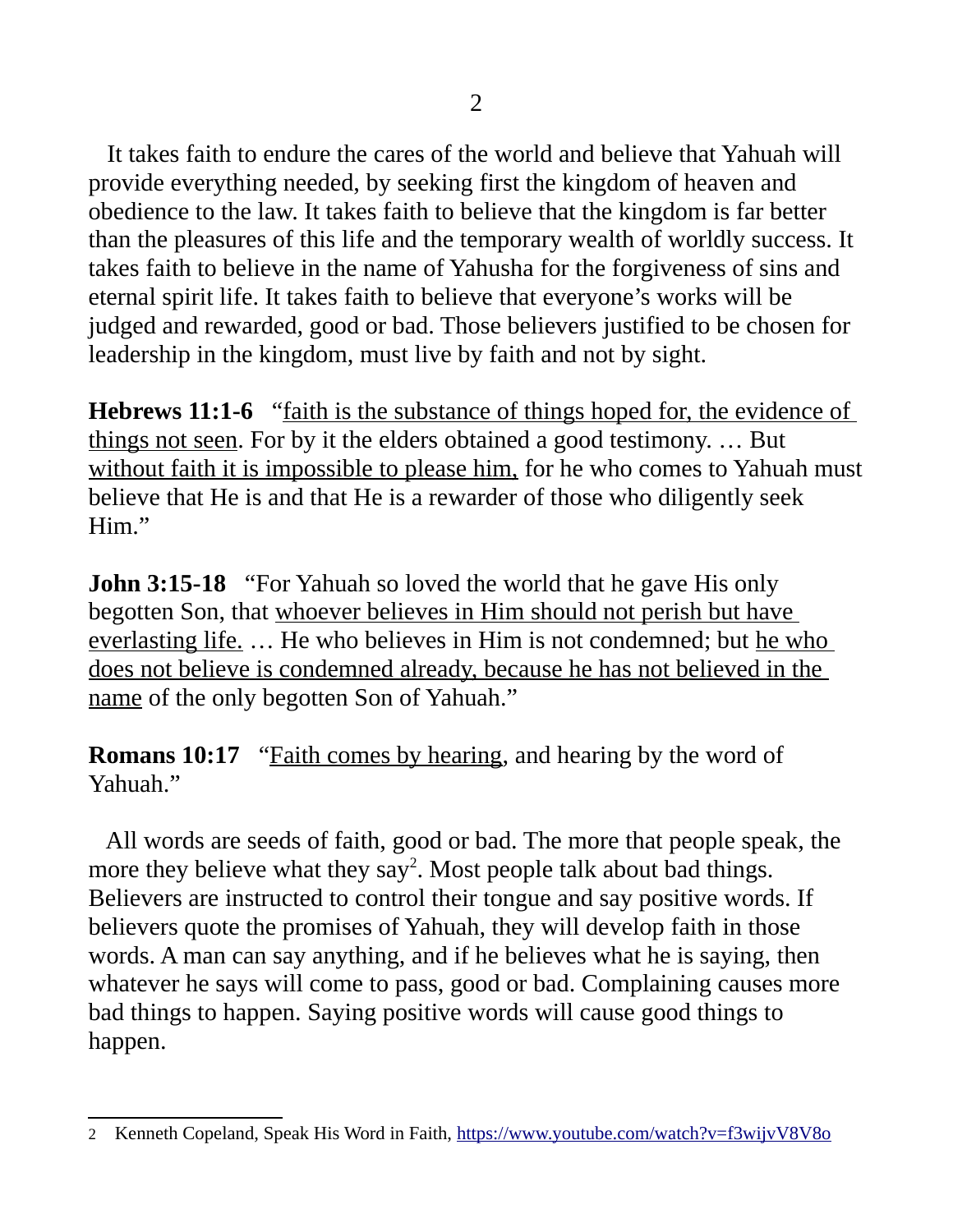It takes faith to endure the cares of the world and believe that Yahuah will provide everything needed, by seeking first the kingdom of heaven and obedience to the law. It takes faith to believe that the kingdom is far better than the pleasures of this life and the temporary wealth of worldly success. It takes faith to believe in the name of Yahusha for the forgiveness of sins and eternal spirit life. It takes faith to believe that everyone's works will be judged and rewarded, good or bad. Those believers justified to be chosen for leadership in the kingdom, must live by faith and not by sight.

**Hebrews 11:1-6** "faith is the substance of things hoped for, the evidence of things not seen. For by it the elders obtained a good testimony. … But without faith it is impossible to please him, for he who comes to Yahuah must believe that He is and that He is a rewarder of those who diligently seek Him."

**John 3:15-18** "For Yahuah so loved the world that he gave His only begotten Son, that whoever believes in Him should not perish but have everlasting life. … He who believes in Him is not condemned; but he who does not believe is condemned already, because he has not believed in the name of the only begotten Son of Yahuah."

**Romans 10:17** "Faith comes by hearing, and hearing by the word of Yahuah."

All words are seeds of faith, good or bad. The more that people speak, the more they believe what they say[2]. Most people talk about bad things. Believers are instructed to control their tongue and say positive words. If believers quote the promises of Yahuah, they will develop faith in those words. A man can say anything, and if he believes what he is saying, then whatever he says will come to pass, good or bad. Complaining causes more bad things to happen. Saying positive words will cause good things to happen.

---

[2] Kenneth Copeland, Speak His Word in Faith, https://www.youtube.com/watch?v=f3wijvV8V8o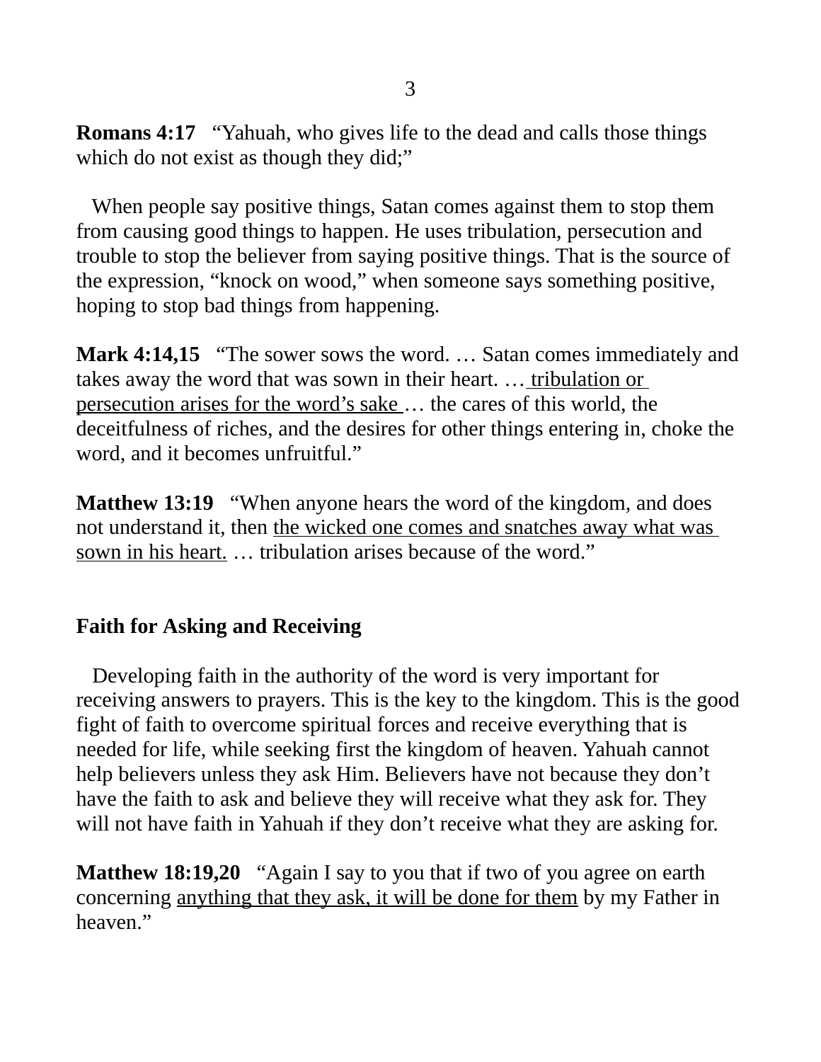**Romans 4:17** "Yahuah, who gives life to the dead and calls those things which do not exist as though they did;"

When people say positive things, Satan comes against them to stop them from causing good things to happen. He uses tribulation, persecution and trouble to stop the believer from saying positive things. That is the source of the expression, "knock on wood," when someone says something positive, hoping to stop bad things from happening.

**Mark 4:14,15** "The sower sows the word. … Satan comes immediately and takes away the word that was sown in their heart. … <u>tribulation or persecution arises for the word's sake</u> … the cares of this world, the deceitfulness of riches, and the desires for other things entering in, choke the word, and it becomes unfruitful."

**Matthew 13:19** "When anyone hears the word of the kingdom, and does not understand it, then <u>the wicked one comes and snatches away what was sown in his heart.</u> … tribulation arises because of the word."

## Faith for Asking and Receiving

Developing faith in the authority of the word is very important for receiving answers to prayers. This is the key to the kingdom. This is the good fight of faith to overcome spiritual forces and receive everything that is needed for life, while seeking first the kingdom of heaven. Yahuah cannot help believers unless they ask Him. Believers have not because they don't have the faith to ask and believe they will receive what they ask for. They will not have faith in Yahuah if they don't receive what they are asking for.

**Matthew 18:19,20** "Again I say to you that if two of you agree on earth concerning <u>anything that they ask, it will be done for them</u> by my Father in heaven."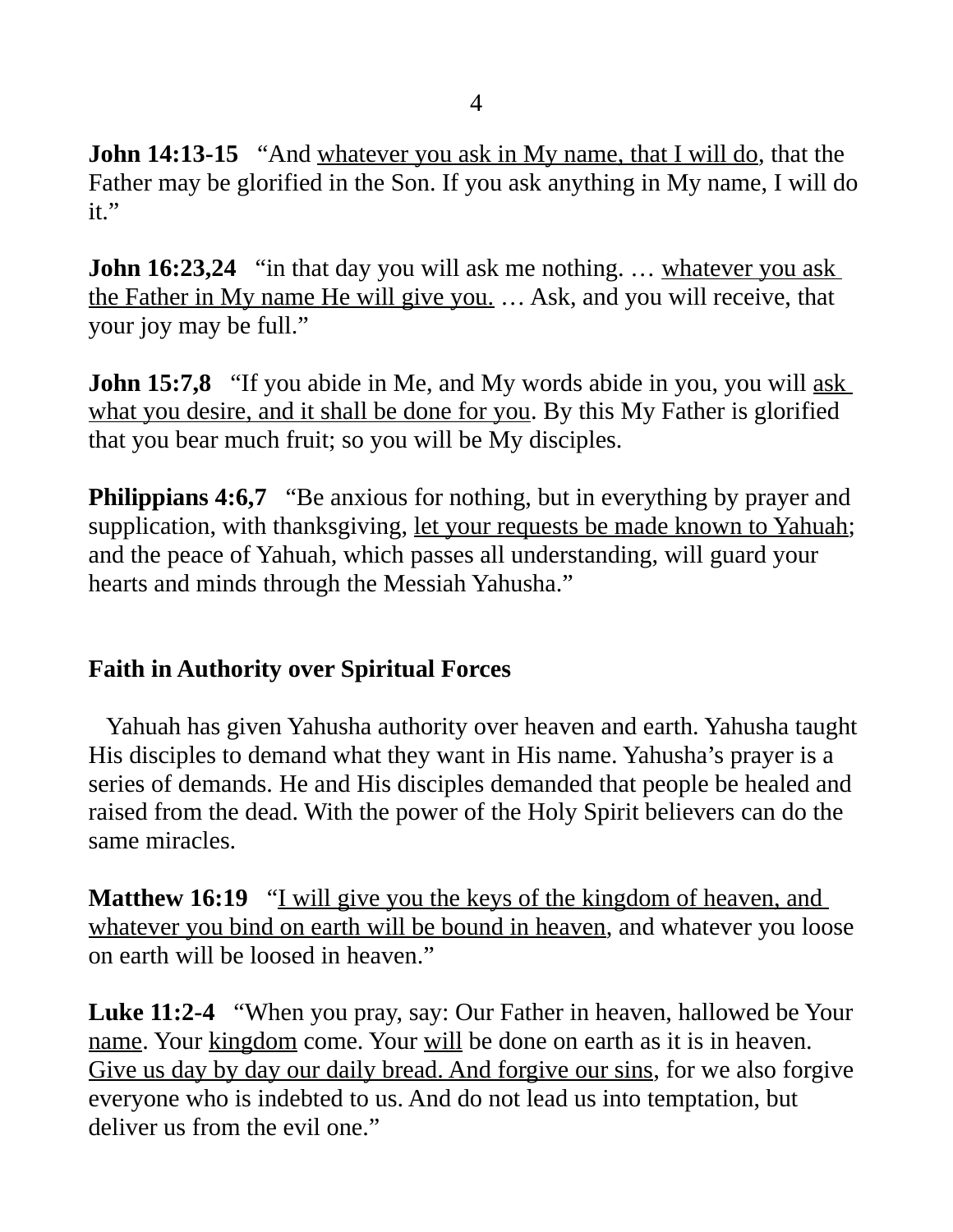**John 14:13-15** “And <u>whatever you ask in My name, that I will do</u>, that the Father may be glorified in the Son. If you ask anything in My name, I will do it.”

**John 16:23,24** “in that day you will ask me nothing. … <u>whatever you ask the Father in My name He will give you.</u> … Ask, and you will receive, that your joy may be full.”

**John 15:7,8** “If you abide in Me, and My words abide in you, you will <u>ask what you desire, and it shall be done for you</u>. By this My Father is glorified that you bear much fruit; so you will be My disciples.

**Philippians 4:6,7** “Be anxious for nothing, but in everything by prayer and supplication, with thanksgiving, <u>let your requests be made known to Yahuah</u>; and the peace of Yahuah, which passes all understanding, will guard your hearts and minds through the Messiah Yahusha.”

## Faith in Authority over Spiritual Forces

Yahuah has given Yahusha authority over heaven and earth. Yahusha taught His disciples to demand what they want in His name. Yahusha’s prayer is a series of demands. He and His disciples demanded that people be healed and raised from the dead. With the power of the Holy Spirit believers can do the same miracles.

**Matthew 16:19** “<u>I will give you the keys of the kingdom of heaven, and whatever you bind on earth will be bound in heaven</u>, and whatever you loose on earth will be loosed in heaven.”

**Luke 11:2-4** “When you pray, say: Our Father in heaven, hallowed be Your <u>name</u>. Your <u>kingdom</u> come. Your <u>will</u> be done on earth as it is in heaven. <u>Give us day by day our daily bread. And forgive our sins</u>, for we also forgive everyone who is indebted to us. And do not lead us into temptation, but deliver us from the evil one.”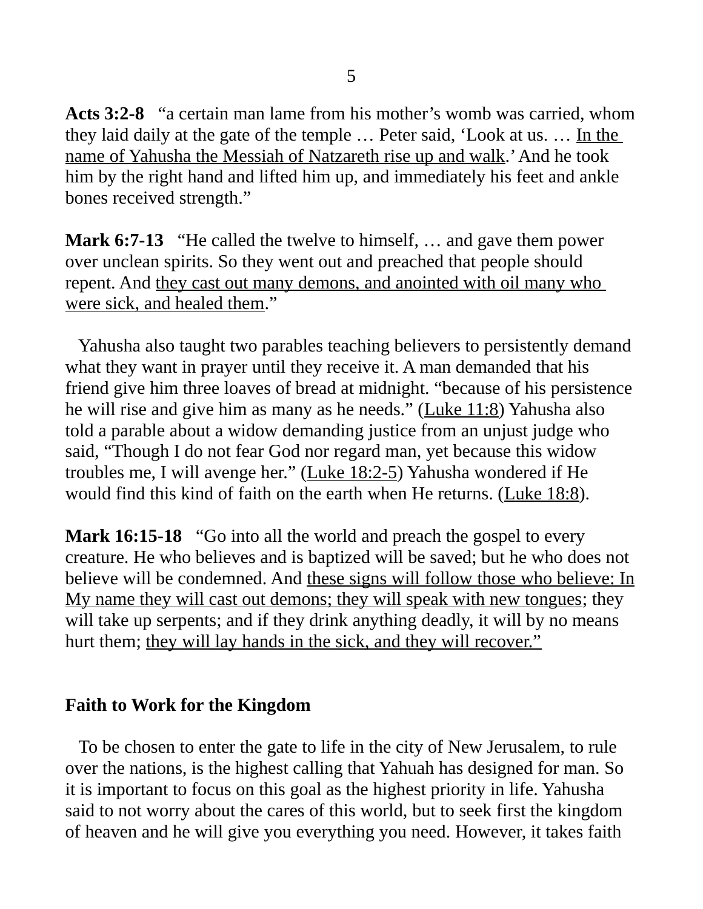**Acts 3:2-8** "a certain man lame from his mother's womb was carried, whom they laid daily at the gate of the temple … Peter said, 'Look at us. … In the name of Yahusha the Messiah of Natzareth rise up and walk.' And he took him by the right hand and lifted him up, and immediately his feet and ankle bones received strength."

**Mark 6:7-13** "He called the twelve to himself, … and gave them power over unclean spirits. So they went out and preached that people should repent. And they cast out many demons, and anointed with oil many who were sick, and healed them."

Yahusha also taught two parables teaching believers to persistently demand what they want in prayer until they receive it. A man demanded that his friend give him three loaves of bread at midnight. "because of his persistence he will rise and give him as many as he needs." (Luke 11:8) Yahusha also told a parable about a widow demanding justice from an unjust judge who said, "Though I do not fear God nor regard man, yet because this widow troubles me, I will avenge her." (Luke 18:2-5) Yahusha wondered if He would find this kind of faith on the earth when He returns. (Luke 18:8).

**Mark 16:15-18** "Go into all the world and preach the gospel to every creature. He who believes and is baptized will be saved; but he who does not believe will be condemned. And these signs will follow those who believe: In My name they will cast out demons; they will speak with new tongues; they will take up serpents; and if they drink anything deadly, it will by no means hurt them; they will lay hands in the sick, and they will recover."

## Faith to Work for the Kingdom

To be chosen to enter the gate to life in the city of New Jerusalem, to rule over the nations, is the highest calling that Yahuah has designed for man. So it is important to focus on this goal as the highest priority in life. Yahusha said to not worry about the cares of this world, but to seek first the kingdom of heaven and he will give you everything you need. However, it takes faith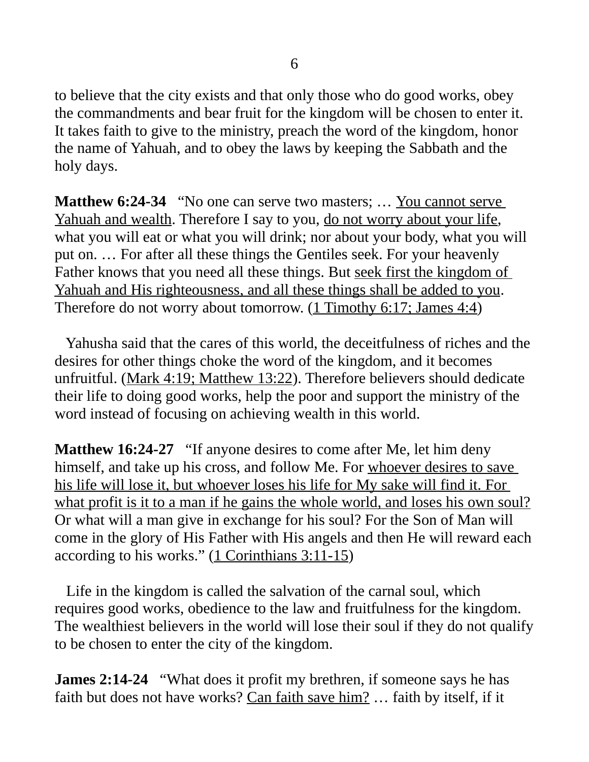to believe that the city exists and that only those who do good works, obey the commandments and bear fruit for the kingdom will be chosen to enter it. It takes faith to give to the ministry, preach the word of the kingdom, honor the name of Yahuah, and to obey the laws by keeping the Sabbath and the holy days.

**Matthew 6:24-34** "No one can serve two masters; … <u>You cannot serve Yahuah and wealth</u>. Therefore I say to you, <u>do not worry about your life</u>, what you will eat or what you will drink; nor about your body, what you will put on. … For after all these things the Gentiles seek. For your heavenly Father knows that you need all these things. But <u>seek first the kingdom of Yahuah and His righteousness, and all these things shall be added to you</u>. Therefore do not worry about tomorrow. (<u>1 Timothy 6:17; James 4:4</u>)

Yahusha said that the cares of this world, the deceitfulness of riches and the desires for other things choke the word of the kingdom, and it becomes unfruitful. (<u>Mark 4:19; Matthew 13:22</u>). Therefore believers should dedicate their life to doing good works, help the poor and support the ministry of the word instead of focusing on achieving wealth in this world.

**Matthew 16:24-27** "If anyone desires to come after Me, let him deny himself, and take up his cross, and follow Me. For <u>whoever desires to save his life will lose it, but whoever loses his life for My sake will find it. For what profit is it to a man if he gains the whole world, and loses his own soul?</u> Or what will a man give in exchange for his soul? For the Son of Man will come in the glory of His Father with His angels and then He will reward each according to his works." (<u>1 Corinthians 3:11-15</u>)

Life in the kingdom is called the salvation of the carnal soul, which requires good works, obedience to the law and fruitfulness for the kingdom. The wealthiest believers in the world will lose their soul if they do not qualify to be chosen to enter the city of the kingdom.

**James 2:14-24** "What does it profit my brethren, if someone says he has faith but does not have works? <u>Can faith save him?</u> … faith by itself, if it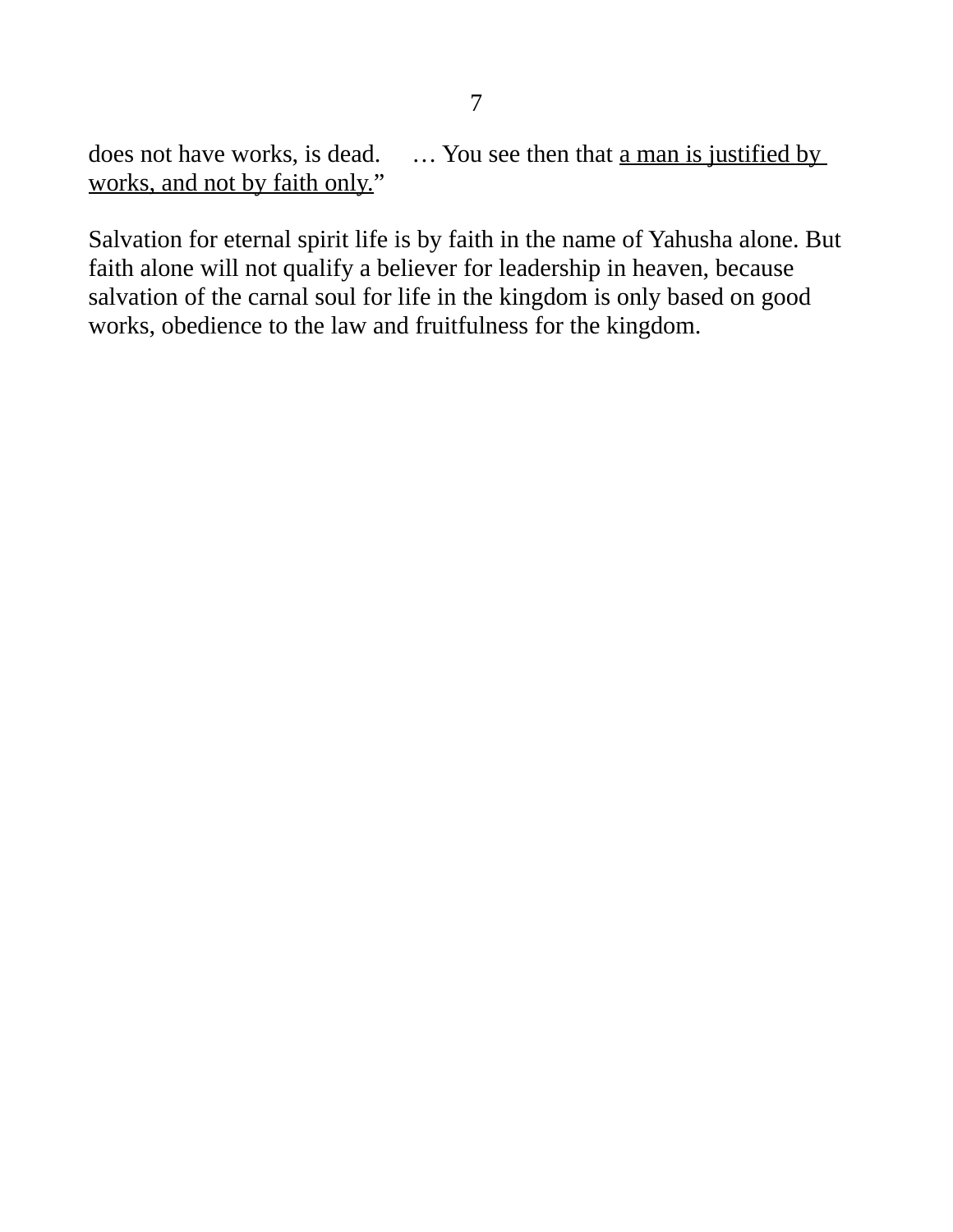does not have works, is dead.     … You see then that <u>a man is justified by works, and not by faith only.</u>”

Salvation for eternal spirit life is by faith in the name of Yahusha alone. But faith alone will not qualify a believer for leadership in heaven, because salvation of the carnal soul for life in the kingdom is only based on good works, obedience to the law and fruitfulness for the kingdom.